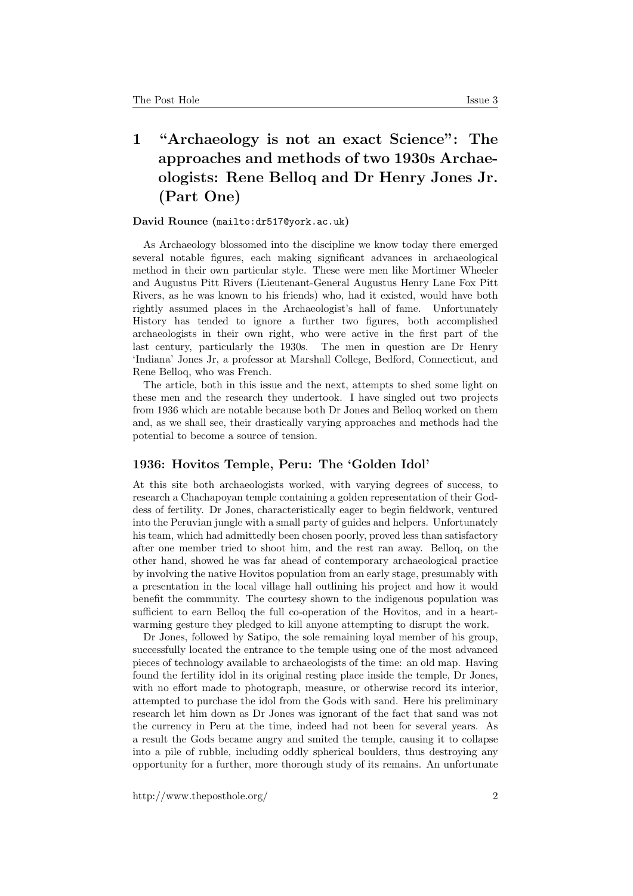# 1 "Archaeology is not an exact Science": The approaches and methods of two 1930s Archaeologists: Rene Belloq and Dr Henry Jones Jr. (Part One)

**David Rounce** (mailto:dr517@york.ac.uk)

As Archaeology blossomed into the discipline we know today there emerged several notable figures, each making significant advances in archaeological method in their own particular style. These were men like Mortimer Wheeler and Augustus Pitt Rivers (Lieutenant-General Augustus Henry Lane Fox Pitt Rivers, as he was known to his friends) who, had it existed, would have both rightly assumed places in the Archaeologist's hall of fame. Unfortunately History has tended to ignore a further two figures, both accomplished archaeologists in their own right, who were active in the first part of the last century, particularly the 1930s. The men in question are Dr Henry 'Indiana' Jones Jr, a professor at Marshall College, Bedford, Connecticut, and Rene Belloq, who was French.

The article, both in this issue and the next, attempts to shed some light on these men and the research they undertook. I have singled out two projects from 1936 which are notable because both Dr Jones and Belloq worked on them and, as we shall see, their drastically varying approaches and methods had the potential to become a source of tension.

### 1936: Hovitos Temple, Peru: The 'Golden Idol'

At this site both archaeologists worked, with varying degrees of success, to research a Chachapoyan temple containing a golden representation of their Goddess of fertility. Dr Jones, characteristically eager to begin fieldwork, ventured into the Peruvian jungle with a small party of guides and helpers. Unfortunately his team, which had admittedly been chosen poorly, proved less than satisfactory after one member tried to shoot him, and the rest ran away. Belloq, on the other hand, showed he was far ahead of contemporary archaeological practice by involving the native Hovitos population from an early stage, presumably with a presentation in the local village hall outlining his project and how it would benefit the community. The courtesy shown to the indigenous population was sufficient to earn Belloq the full co-operation of the Hovitos, and in a heart-warming gesture they pledged to kill anyone attempting to disrupt the work.

Dr Jones, followed by Satipo, the sole remaining loyal member of his group, successfully located the entrance to the temple using one of the most advanced pieces of technology available to archaeologists of the time: an old map. Having found the fertility idol in its original resting place inside the temple, Dr Jones, with no effort made to photograph, measure, or otherwise record its interior, attempted to purchase the idol from the Gods with sand. Here his preliminary research let him down as Dr Jones was ignorant of the fact that sand was not the currency in Peru at the time, indeed had not been for several years. As a result the Gods became angry and smited the temple, causing it to collapse into a pile of rubble, including oddly spherical boulders, thus destroying any opportunity for a further, more thorough study of its remains. An unfortunate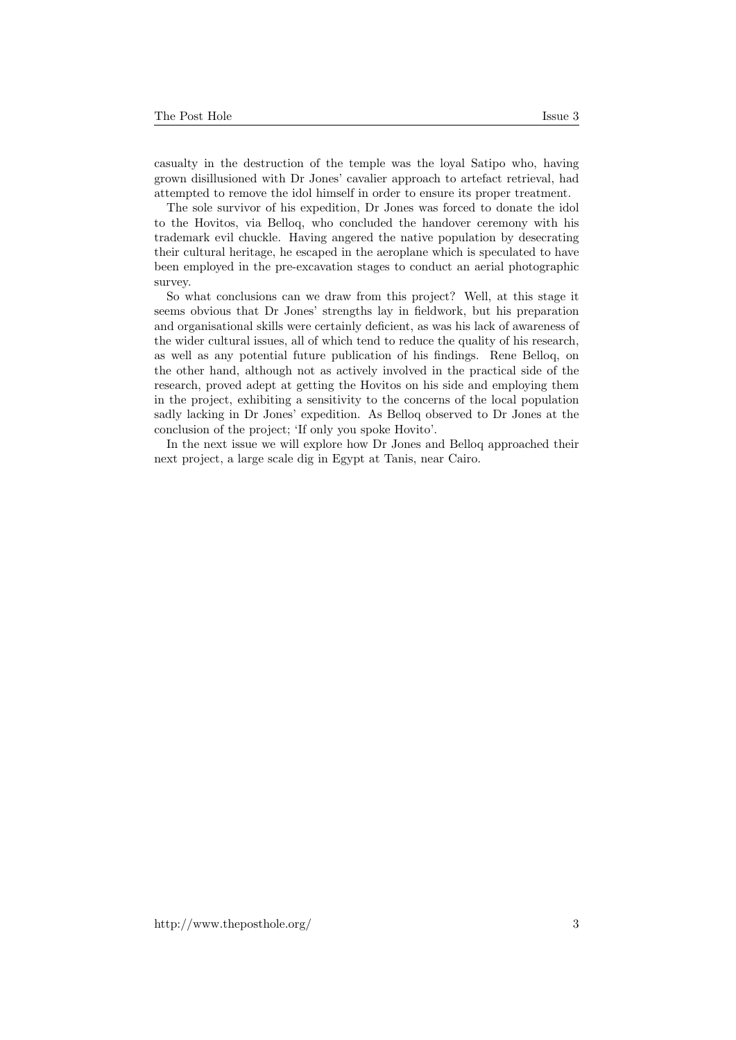casualty in the destruction of the temple was the loyal Satipo who, having grown disillusioned with Dr Jones' cavalier approach to artefact retrieval, had attempted to remove the idol himself in order to ensure its proper treatment.

The sole survivor of his expedition, Dr Jones was forced to donate the idol to the Hovitos, via Belloq, who concluded the handover ceremony with his trademark evil chuckle. Having angered the native population by desecrating their cultural heritage, he escaped in the aeroplane which is speculated to have been employed in the pre-excavation stages to conduct an aerial photographic survey.

So what conclusions can we draw from this project? Well, at this stage it seems obvious that Dr Jones' strengths lay in fieldwork, but his preparation and organisational skills were certainly deficient, as was his lack of awareness of the wider cultural issues, all of which tend to reduce the quality of his research, as well as any potential future publication of his findings. Rene Belloq, on the other hand, although not as actively involved in the practical side of the research, proved adept at getting the Hovitos on his side and employing them in the project, exhibiting a sensitivity to the concerns of the local population sadly lacking in Dr Jones' expedition. As Belloq observed to Dr Jones at the conclusion of the project; 'If only you spoke Hovito'.

In the next issue we will explore how Dr Jones and Belloq approached their next project, a large scale dig in Egypt at Tanis, near Cairo.